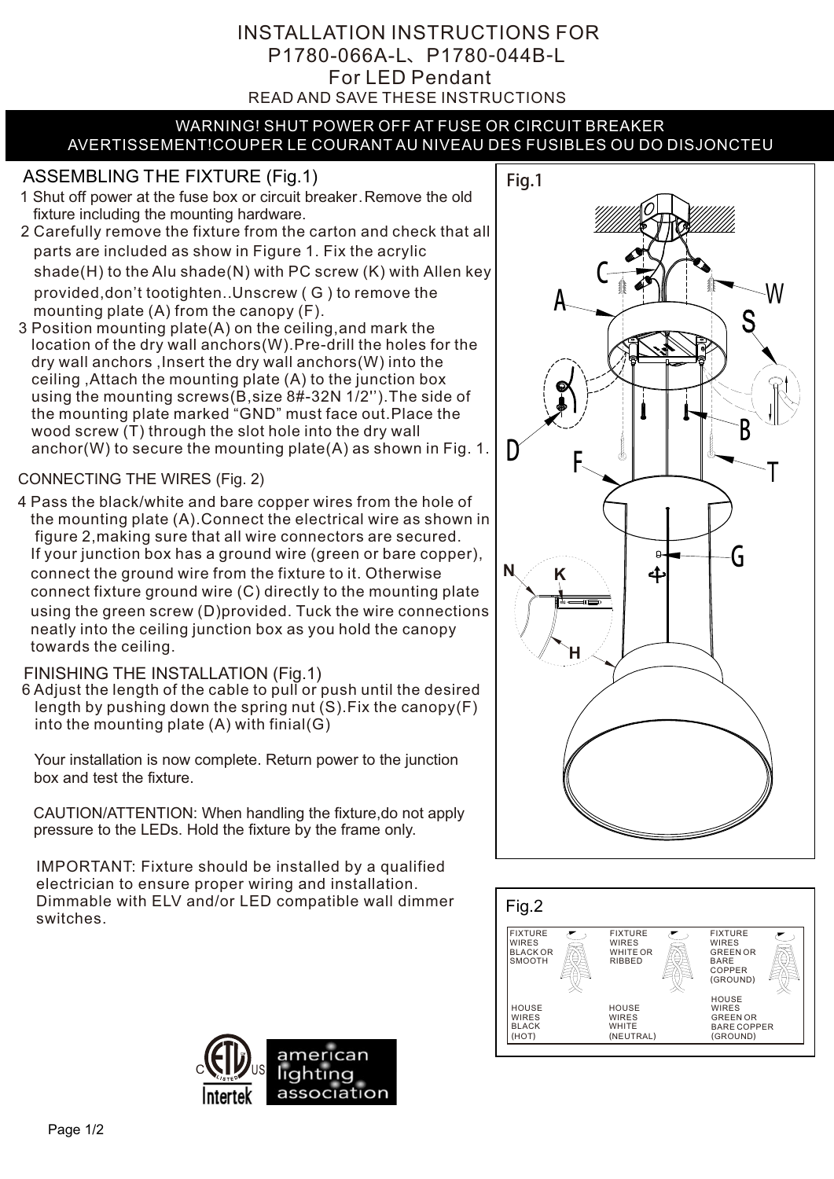# INSTALLATION INSTRUCTIONS FOR P1780-066A-L、P1780-044B-L For LED Pendant

READ AND SAVE THESE INSTRUCTIONS

**WARNING! SHUT POWER OFF AT FUSE OR CIRCUIT BREAKER**
**AVERTISSEMENT!COUPER LE COURANT AU NIVEAU DES FUSIBLES OU DO DISJONCTEU**

## ASSEMBLING THE FIXTURE (Fig.1)

1 Shut off power at the fuse box or circuit breaker.Remove the old fixture including the mounting hardware.

2 Carefully remove the fixture from the carton and check that all parts are included as show in Figure 1. Fix the acrylic shade(H) to the Alu shade(N) with PC screw (K) with Allen key provided,don't tootighten..Unscrew ( G ) to remove the mounting plate (A) from the canopy (F).

3 Position mounting plate(A) on the ceiling,and mark the location of the dry wall anchors(W).Pre-drill the holes for the dry wall anchors ,Insert the dry wall anchors(W) into the ceiling ,Attach the mounting plate (A) to the junction box using the mounting screws(B,size 8#-32N 1/2'').The side of the mounting plate marked "GND" must face out.Place the wood screw (T) through the slot hole into the dry wall anchor(W) to secure the mounting plate(A) as shown in Fig. 1.

## CONNECTING THE WIRES (Fig. 2)

4 Pass the black/white and bare copper wires from the hole of the mounting plate (A).Connect the electrical wire as shown in figure 2,making sure that all wire connectors are secured. If your junction box has a ground wire (green or bare copper), connect the ground wire from the fixture to it. Otherwise connect fixture ground wire (C) directly to the mounting plate using the green screw (D)provided. Tuck the wire connections neatly into the ceiling junction box as you hold the canopy towards the ceiling.

## FINISHING THE INSTALLATION (Fig.1)

6 Adjust the length of the cable to pull or push until the desired length by pushing down the spring nut (S).Fix the canopy(F) into the mounting plate (A) with finial(G)

Your installation is now complete. Return power to the junction box and test the fixture.

CAUTION/ATTENTION: When handling the fixture,do not apply pressure to the LEDs. Hold the fixture by the frame only.

IMPORTANT: Fixture should be installed by a qualified electrician to ensure proper wiring and installation. Dimmable with ELV and/or LED compatible wall dimmer switches.

Fig.1

Fig.2

| FIXTURE WIRES BLACK OR SMOOTH | FIXTURE WIRES WHITE OR RIBBED | FIXTURE WIRES GREEN OR BARE COPPER (GROUND) |
|---|---|---|
| HOUSE WIRES BLACK (HOT) | HOUSE WIRES WHITE (NEUTRAL) | HOUSE WIRES GREEN OR BARE COPPER (GROUND) |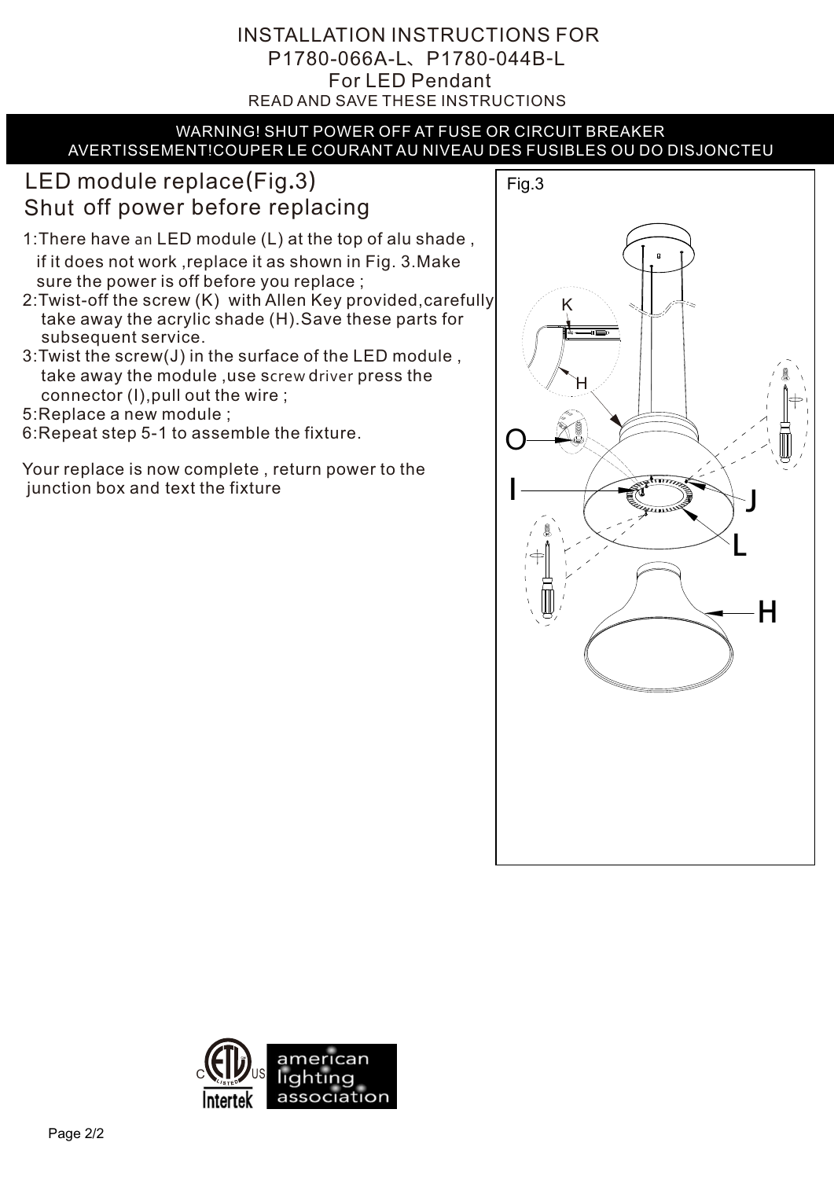# INSTALLATION INSTRUCTIONS FOR
# P1780-066A-L、P1780-044B-L
## For LED Pendant

READ AND SAVE THESE INSTRUCTIONS

**WARNING! SHUT POWER OFF AT FUSE OR CIRCUIT BREAKER**
**AVERTISSEMENT!COUPER LE COURANT AU NIVEAU DES FUSIBLES OU DO DISJONCTEU**

## LED module replace(Fig.3)
## Shut off power before replacing

1:There have an LED module (L) at the top of alu shade , if it does not work ,replace it as shown in Fig. 3.Make sure the power is off before you replace ;
2:Twist-off the screw (K) with Allen Key provided,carefully take away the acrylic shade (H).Save these parts for subsequent service.
3:Twist the screw(J) in the surface of the LED module , take away the module ,use screw driver press the connector (I),pull out the wire ;
5:Replace a new module ;
6:Repeat step 5-1 to assemble the fixture.

Your replace is now complete , return power to the junction box and text the fixture

Fig.3

K
H
O
I
J
L
H